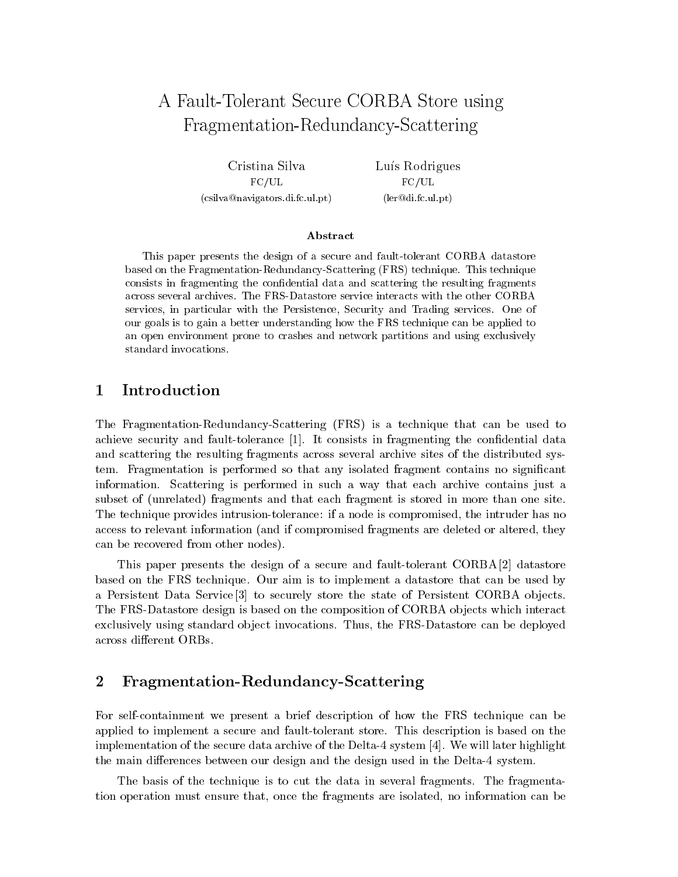# A Fault-Tolerant Secure CORBA Store using Fragmentation-Redundancy-Scattering

Cristina Silva
FC/UL
(csilva@navigators.di.fc.ul.pt)

Luís Rodrigues
FC/UL
(ler@di.fc.ul.pt)

### Abstract

This paper presents the design of a secure and fault-tolerant CORBA datastore based on the Fragmentation-Redundancy-Scattering (FRS) technique. This technique consists in fragmenting the confidential data and scattering the resulting fragments across several archives. The FRS-Datastore service interacts with the other CORBA services, in particular with the Persistence, Security and Trading services. One of our goals is to gain a better understanding how the FRS technique can be applied to an open environment prone to crashes and network partitions and using exclusively standard invocations.

## 1 Introduction

The Fragmentation-Redundancy-Scattering (FRS) is a technique that can be used to achieve security and fault-tolerance [1]. It consists in fragmenting the confidential data and scattering the resulting fragments across several archive sites of the distributed system. Fragmentation is performed so that any isolated fragment contains no significant information. Scattering is performed in such a way that each archive contains just a subset of (unrelated) fragments and that each fragment is stored in more than one site. The technique provides intrusion-tolerance: if a node is compromised, the intruder has no access to relevant information (and if compromised fragments are deleted or altered, they can be recovered from other nodes).

This paper presents the design of a secure and fault-tolerant CORBA[2] datastore based on the FRS technique. Our aim is to implement a datastore that can be used by a Persistent Data Service[3] to securely store the state of Persistent CORBA objects. The FRS-Datastore design is based on the composition of CORBA objects which interact exclusively using standard object invocations. Thus, the FRS-Datastore can be deployed across different ORBs.

## 2 Fragmentation-Redundancy-Scattering

For self-containment we present a brief description of how the FRS technique can be applied to implement a secure and fault-tolerant store. This description is based on the implementation of the secure data archive of the Delta-4 system [4]. We will later highlight the main differences between our design and the design used in the Delta-4 system.

The basis of the technique is to cut the data in several fragments. The fragmentation operation must ensure that, once the fragments are isolated, no information can be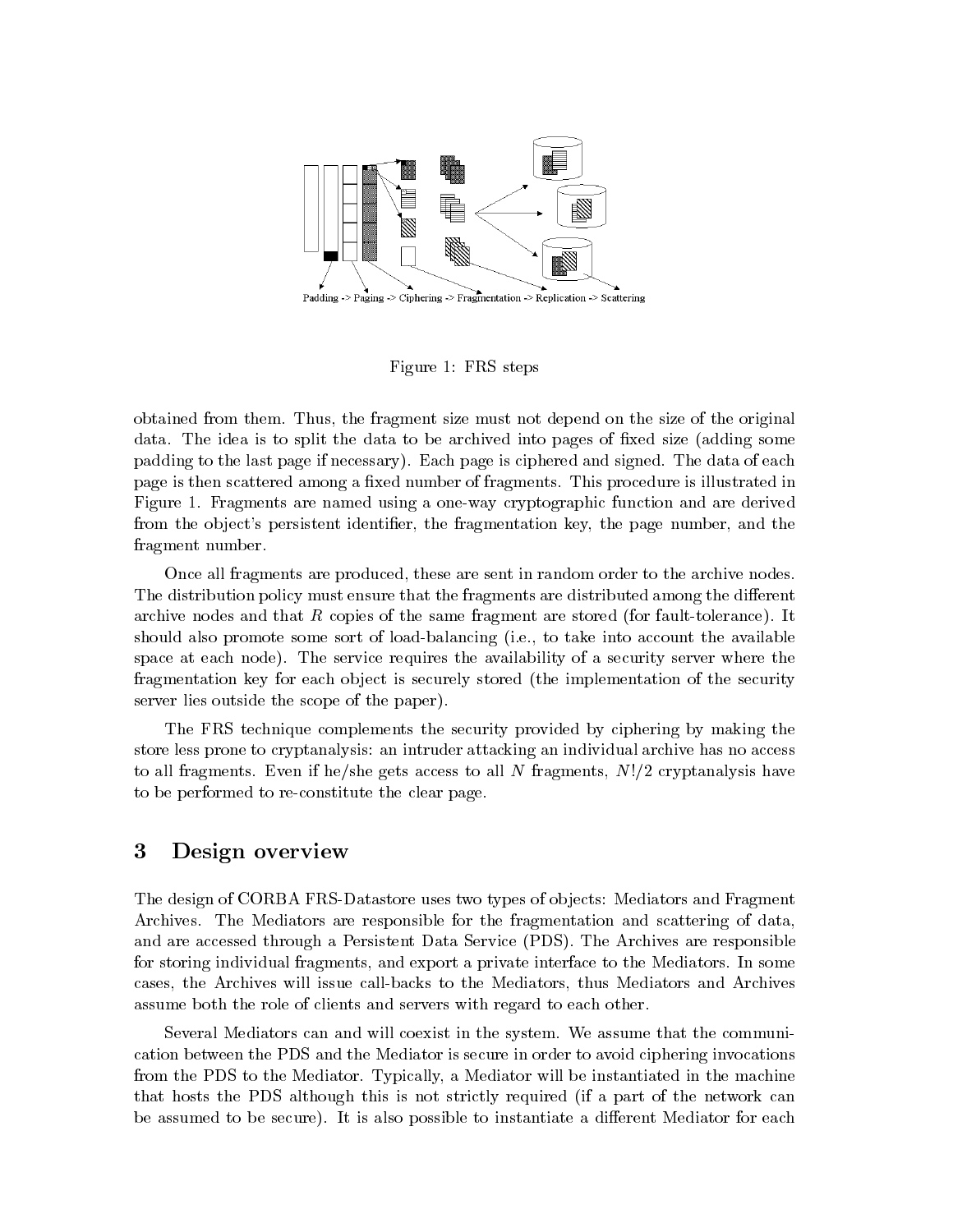Padding -> Paging -> Ciphering -> Fragmentation -> Replication -> Scattering

Figure 1: FRS steps

obtained from them. Thus, the fragment size must not depend on the size of the original data. The idea is to split the data to be archived into pages of fixed size (adding some padding to the last page if necessary). Each page is ciphered and signed. The data of each page is then scattered among a fixed number of fragments. This procedure is illustrated in Figure 1. Fragments are named using a one-way cryptographic function and are derived from the object's persistent identifier, the fragmentation key, the page number, and the fragment number.

Once all fragments are produced, these are sent in random order to the archive nodes. The distribution policy must ensure that the fragments are distributed among the different archive nodes and that $R$ copies of the same fragment are stored (for fault-tolerance). It should also promote some sort of load-balancing (i.e., to take into account the available space at each node). The service requires the availability of a security server where the fragmentation key for each object is securely stored (the implementation of the security server lies outside the scope of the paper).

The FRS technique complements the security provided by ciphering by making the store less prone to cryptanalysis: an intruder attacking an individual archive has no access to all fragments. Even if he/she gets access to all $N$ fragments, $N!/2$ cryptanalysis have to be performed to re-constitute the clear page.

## 3 Design overview

The design of CORBA FRS-Datastore uses two types of objects: Mediators and Fragment Archives. The Mediators are responsible for the fragmentation and scattering of data, and are accessed through a Persistent Data Service (PDS). The Archives are responsible for storing individual fragments, and export a private interface to the Mediators. In some cases, the Archives will issue call-backs to the Mediators, thus Mediators and Archives assume both the role of clients and servers with regard to each other.

Several Mediators can and will coexist in the system. We assume that the communication between the PDS and the Mediator is secure in order to avoid ciphering invocations from the PDS to the Mediator. Typically, a Mediator will be instantiated in the machine that hosts the PDS although this is not strictly required (if a part of the network can be assumed to be secure). It is also possible to instantiate a different Mediator for each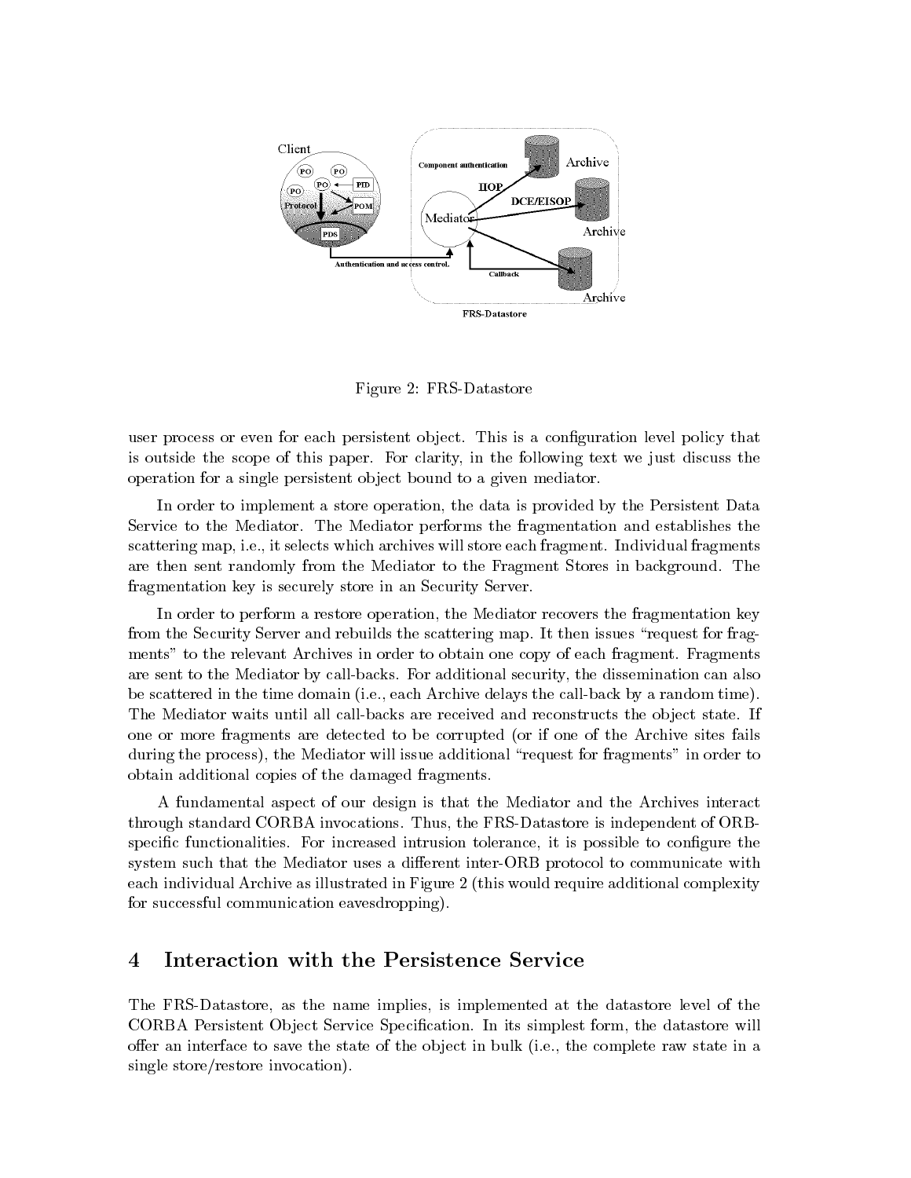Figure 2: FRS-Datastore

user process or even for each persistent object. This is a configuration level policy that is outside the scope of this paper. For clarity, in the following text we just discuss the operation for a single persistent object bound to a given mediator.

In order to implement a store operation, the data is provided by the Persistent Data Service to the Mediator. The Mediator performs the fragmentation and establishes the scattering map, i.e., it selects which archives will store each fragment. Individual fragments are then sent randomly from the Mediator to the Fragment Stores in background. The fragmentation key is securely store in an Security Server.

In order to perform a restore operation, the Mediator recovers the fragmentation key from the Security Server and rebuilds the scattering map. It then issues "request for fragments" to the relevant Archives in order to obtain one copy of each fragment. Fragments are sent to the Mediator by call-backs. For additional security, the dissemination can also be scattered in the time domain (i.e., each Archive delays the call-back by a random time). The Mediator waits until all call-backs are received and reconstructs the object state. If one or more fragments are detected to be corrupted (or if one of the Archive sites fails during the process), the Mediator will issue additional "request for fragments" in order to obtain additional copies of the damaged fragments.

A fundamental aspect of our design is that the Mediator and the Archives interact through standard CORBA invocations. Thus, the FRS-Datastore is independent of ORB-specific functionalities. For increased intrusion tolerance, it is possible to configure the system such that the Mediator uses a different inter-ORB protocol to communicate with each individual Archive as illustrated in Figure 2 (this would require additional complexity for successful communication eavesdropping).

# 4 Interaction with the Persistence Service

The FRS-Datastore, as the name implies, is implemented at the datastore level of the CORBA Persistent Object Service Specification. In its simplest form, the datastore will offer an interface to save the state of the object in bulk (i.e., the complete raw state in a single store/restore invocation).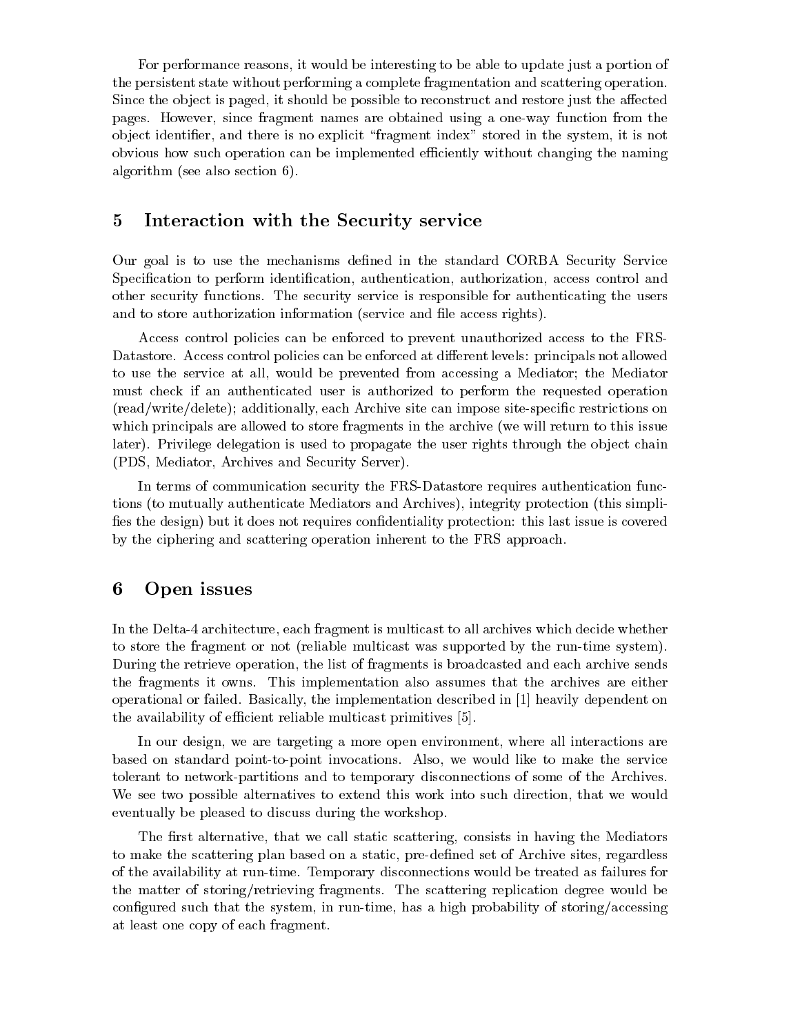For performance reasons, it would be interesting to be able to update just a portion of the persistent state without performing a complete fragmentation and scattering operation. Since the object is paged, it should be possible to reconstruct and restore just the affected pages. However, since fragment names are obtained using a one-way function from the object identifier, and there is no explicit "fragment index" stored in the system, it is not obvious how such operation can be implemented efficiently without changing the naming algorithm (see also section 6).

## 5 Interaction with the Security service

Our goal is to use the mechanisms defined in the standard CORBA Security Service Specification to perform identification, authentication, authorization, access control and other security functions. The security service is responsible for authenticating the users and to store authorization information (service and file access rights).

Access control policies can be enforced to prevent unauthorized access to the FRS-Datastore. Access control policies can be enforced at different levels: principals not allowed to use the service at all, would be prevented from accessing a Mediator; the Mediator must check if an authenticated user is authorized to perform the requested operation (read/write/delete); additionally, each Archive site can impose site-specific restrictions on which principals are allowed to store fragments in the archive (we will return to this issue later). Privilege delegation is used to propagate the user rights through the object chain (PDS, Mediator, Archives and Security Server).

In terms of communication security the FRS-Datastore requires authentication functions (to mutually authenticate Mediators and Archives), integrity protection (this simplifies the design) but it does not requires confidentiality protection: this last issue is covered by the ciphering and scattering operation inherent to the FRS approach.

## 6 Open issues

In the Delta-4 architecture, each fragment is multicast to all archives which decide whether to store the fragment or not (reliable multicast was supported by the run-time system). During the retrieve operation, the list of fragments is broadcasted and each archive sends the fragments it owns. This implementation also assumes that the archives are either operational or failed. Basically, the implementation described in [1] heavily dependent on the availability of efficient reliable multicast primitives [5].

In our design, we are targeting a more open environment, where all interactions are based on standard point-to-point invocations. Also, we would like to make the service tolerant to network-partitions and to temporary disconnections of some of the Archives. We see two possible alternatives to extend this work into such direction, that we would eventually be pleased to discuss during the workshop.

The first alternative, that we call static scattering, consists in having the Mediators to make the scattering plan based on a static, pre-defined set of Archive sites, regardless of the availability at run-time. Temporary disconnections would be treated as failures for the matter of storing/retrieving fragments. The scattering replication degree would be configured such that the system, in run-time, has a high probability of storing/accessing at least one copy of each fragment.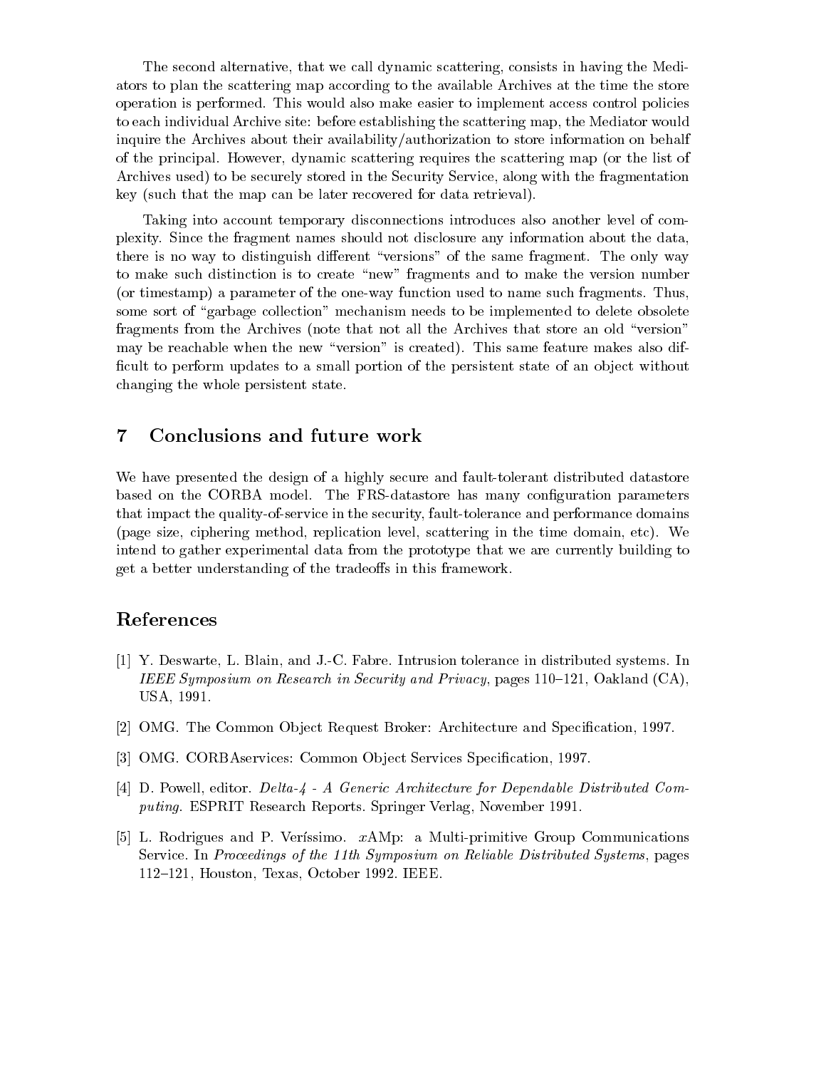The second alternative, that we call dynamic scattering, consists in having the Mediators to plan the scattering map according to the available Archives at the time the store operation is performed. This would also make easier to implement access control policies to each individual Archive site: before establishing the scattering map, the Mediator would inquire the Archives about their availability/authorization to store information on behalf of the principal. However, dynamic scattering requires the scattering map (or the list of Archives used) to be securely stored in the Security Service, along with the fragmentation key (such that the map can be later recovered for data retrieval).

Taking into account temporary disconnections introduces also another level of complexity. Since the fragment names should not disclosure any information about the data, there is no way to distinguish different "versions" of the same fragment. The only way to make such distinction is to create "new" fragments and to make the version number (or timestamp) a parameter of the one-way function used to name such fragments. Thus, some sort of "garbage collection" mechanism needs to be implemented to delete obsolete fragments from the Archives (note that not all the Archives that store an old "version" may be reachable when the new "version" is created). This same feature makes also difficult to perform updates to a small portion of the persistent state of an object without changing the whole persistent state.

## 7 Conclusions and future work

We have presented the design of a highly secure and fault-tolerant distributed datastore based on the CORBA model. The FRS-datastore has many configuration parameters that impact the quality-of-service in the security, fault-tolerance and performance domains (page size, ciphering method, replication level, scattering in the time domain, etc). We intend to gather experimental data from the prototype that we are currently building to get a better understanding of the tradeoffs in this framework.

## References

[1] Y. Deswarte, L. Blain, and J.-C. Fabre. Intrusion tolerance in distributed systems. In *IEEE Symposium on Research in Security and Privacy*, pages 110–121, Oakland (CA), USA, 1991.

[2] OMG. The Common Object Request Broker: Architecture and Specification, 1997.

[3] OMG. CORBAservices: Common Object Services Specification, 1997.

[4] D. Powell, editor. *Delta-4 - A Generic Architecture for Dependable Distributed Computing*. ESPRIT Research Reports. Springer Verlag, November 1991.

[5] L. Rodrigues and P. Veríssimo. *x*AMp: a Multi-primitive Group Communications Service. In *Proceedings of the 11th Symposium on Reliable Distributed Systems*, pages 112–121, Houston, Texas, October 1992. IEEE.